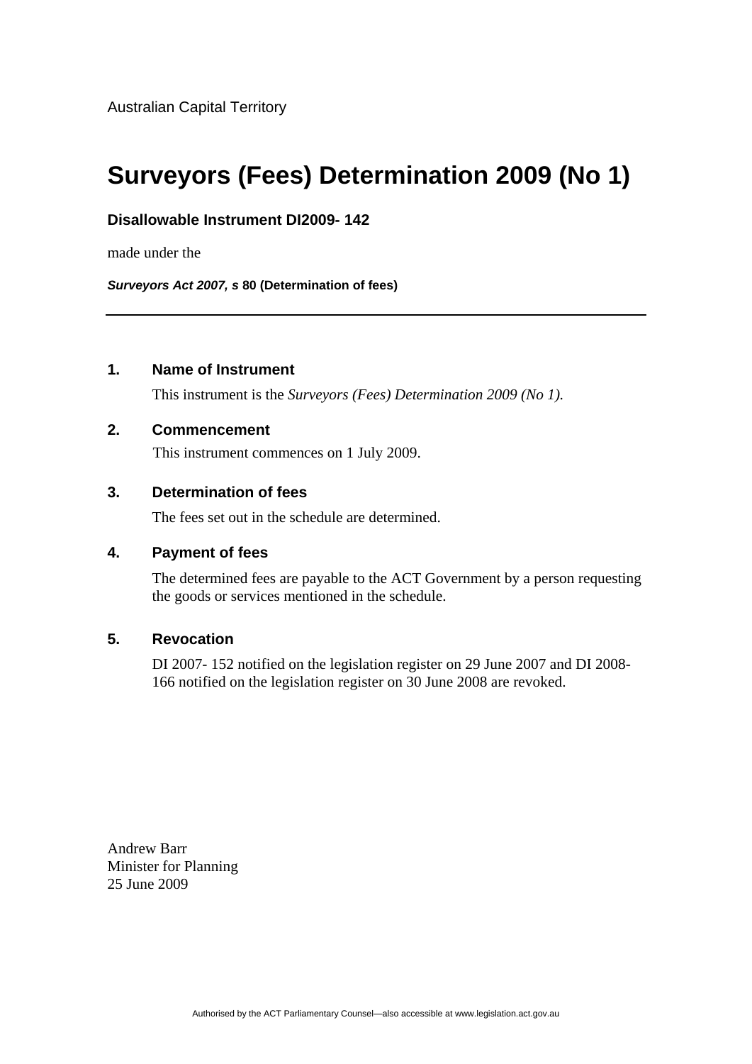Australian Capital Territory

# Surveyors (Fees) Determination 2009 (No 1)

**Disallowable Instrument DI2009- 142**

made under the

***Surveyors Act 2007, s* 80 (Determination of fees)**

---

### 1. Name of Instrument

This instrument is the *Surveyors (Fees) Determination 2009 (No 1).*

### 2. Commencement

This instrument commences on 1 July 2009.

### 3. Determination of fees

The fees set out in the schedule are determined.

### 4. Payment of fees

The determined fees are payable to the ACT Government by a person requesting the goods or services mentioned in the schedule.

### 5. Revocation

DI 2007- 152 notified on the legislation register on 29 June 2007 and DI 2008-166 notified on the legislation register on 30 June 2008 are revoked.

Andrew Barr
Minister for Planning
25 June 2009

Authorised by the ACT Parliamentary Counsel—also accessible at www.legislation.act.gov.au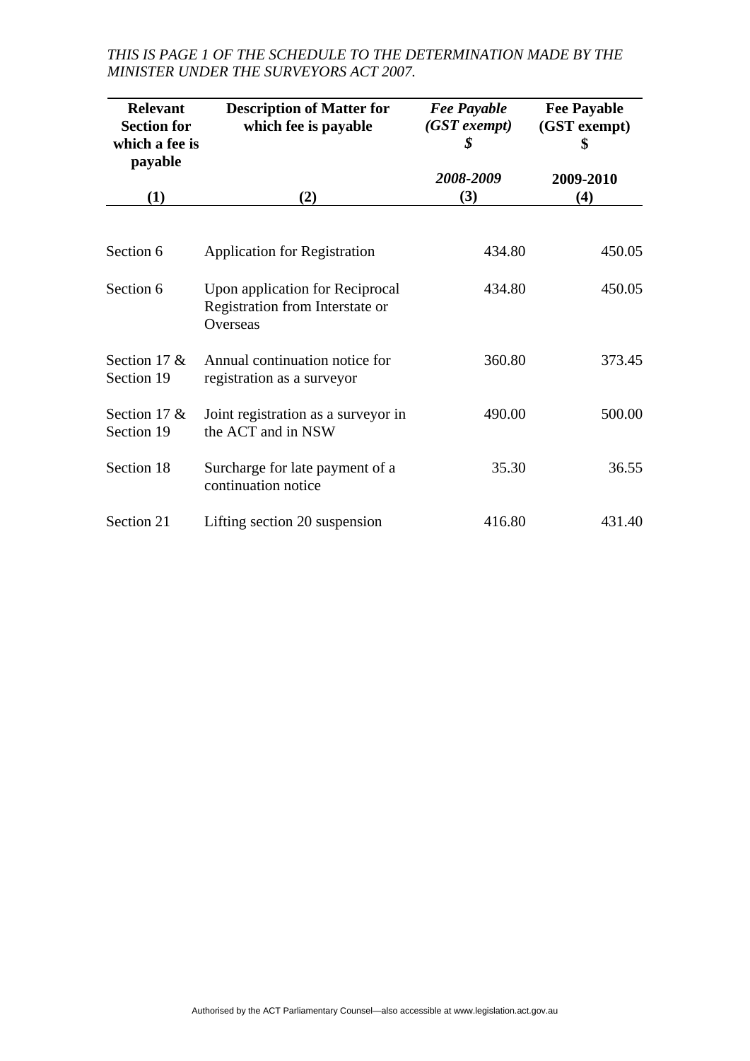*THIS IS PAGE 1 OF THE SCHEDULE TO THE DETERMINATION MADE BY THE MINISTER UNDER THE SURVEYORS ACT 2007.*

| **Relevant Section for which a fee is payable** | **Description of Matter for which fee is payable** | ***Fee Payable (GST exempt) $*** | **Fee Payable (GST exempt) $** |
|---|---|---|---|
| | | ***2008-2009*** | **2009-2010** |
| **(1)** | **(2)** | **(3)** | **(4)** |
| Section 6 | Application for Registration | 434.80 | 450.05 |
| Section 6 | Upon application for Reciprocal Registration from Interstate or Overseas | 434.80 | 450.05 |
| Section 17 & Section 19 | Annual continuation notice for registration as a surveyor | 360.80 | 373.45 |
| Section 17 & Section 19 | Joint registration as a surveyor in the ACT and in NSW | 490.00 | 500.00 |
| Section 18 | Surcharge for late payment of a continuation notice | 35.30 | 36.55 |
| Section 21 | Lifting section 20 suspension | 416.80 | 431.40 |